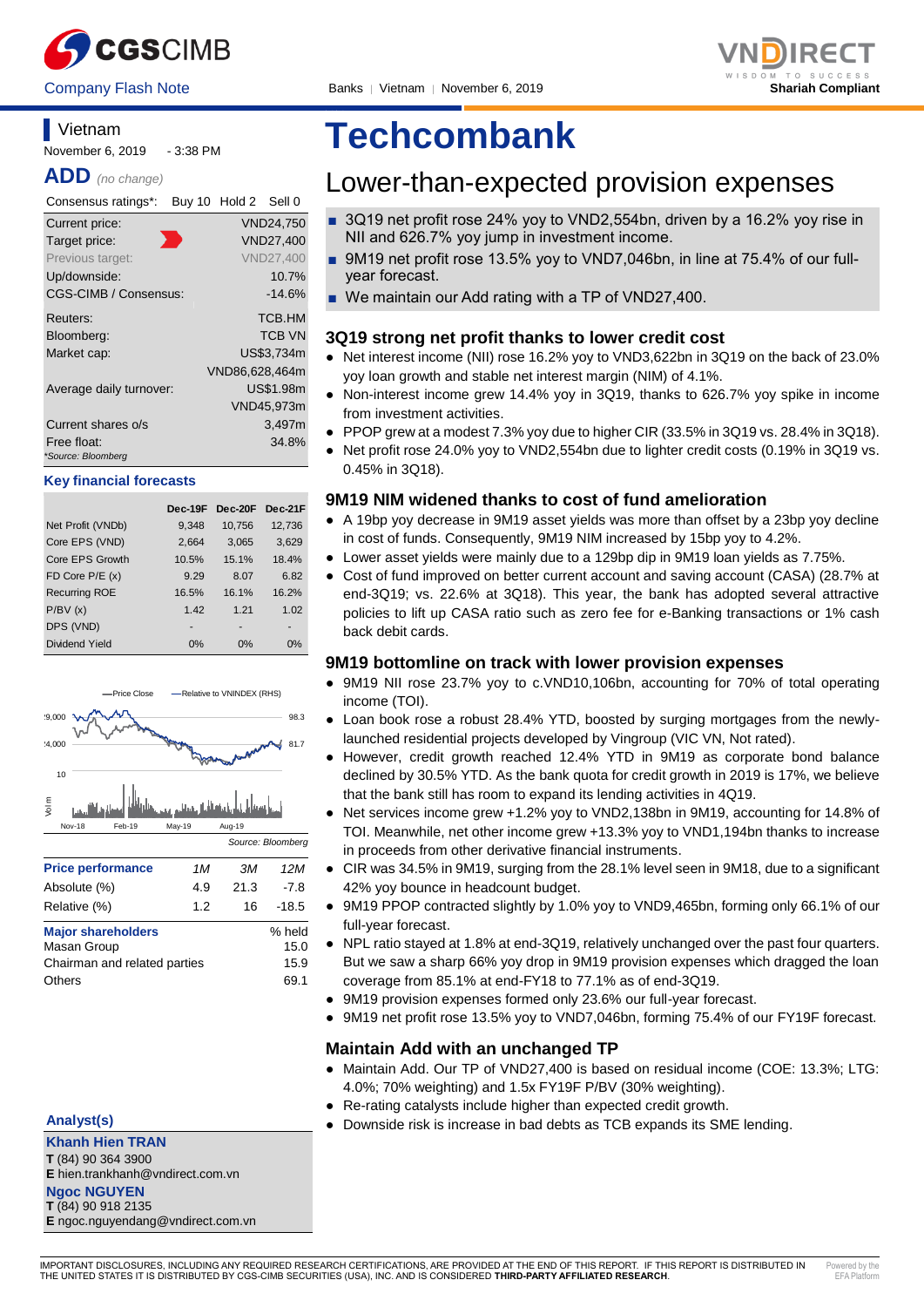CGSCIMB

Company Flash Note

Banks | Vietnam | November 6, 2019

VNDIRECT
WISDOM TO SUCCESS
**Shariah Compliant**

## Vietnam

November 6, 2019 - 3:38 PM

**ADD** *(no change)*

| Consensus ratings*: | Buy 10 Hold 2 Sell 0 |
|---|---|
| Current price: | VND24,750 |
| Target price: | VND27,400 |
| Previous target: | VND27,400 |
| Up/downside: | 10.7% |
| CGS-CIMB / Consensus: | -14.6% |
| Reuters: | TCB.HM |
| Bloomberg: | TCB VN |
| Market cap: | US$3,734m |
| | VND86,628,464m |
| Average daily turnover: | US$1.98m |
| | VND45,973m |
| Current shares o/s | 3,497m |
| Free float: | 34.8% |

*Source: Bloomberg

**Key financial forecasts**

| | Dec-19F | Dec-20F | Dec-21F |
|---|---|---|---|
| Net Profit (VNDb) | 9,348 | 10,756 | 12,736 |
| Core EPS (VND) | 2,664 | 3,065 | 3,629 |
| Core EPS Growth | 10.5% | 15.1% | 18.4% |
| FD Core P/E (x) | 9.29 | 8.07 | 6.82 |
| Recurring ROE | 16.5% | 16.1% | 16.2% |
| P/BV (x) | 1.42 | 1.21 | 1.02 |
| DPS (VND) | - | - | - |
| Dividend Yield | 0% | 0% | 0% |

Source: Bloomberg

| Price performance | 1M | 3M | 12M |
|---|---|---|---|
| Absolute (%) | 4.9 | 21.3 | -7.8 |
| Relative (%) | 1.2 | 16 | -18.5 |

| Major shareholders | % held |
|---|---|
| Masan Group | 15.0 |
| Chairman and related parties | 15.9 |
| Others | 69.1 |

**Analyst(s)**

**Khanh Hien TRAN**
**T** (84) 90 364 3900
**E** hien.trankhanh@vndirect.com.vn

**Ngoc NGUYEN**
**T** (84) 90 918 2135
**E** ngoc.nguyendang@vndirect.com.vn

# Techcombank

## Lower-than-expected provision expenses

- 3Q19 net profit rose 24% yoy to VND2,554bn, driven by a 16.2% yoy rise in NII and 626.7% yoy jump in investment income.
- 9M19 net profit rose 13.5% yoy to VND7,046bn, in line at 75.4% of our full-year forecast.
- We maintain our Add rating with a TP of VND27,400.

### 3Q19 strong net profit thanks to lower credit cost

- Net interest income (NII) rose 16.2% yoy to VND3,622bn in 3Q19 on the back of 23.0% yoy loan growth and stable net interest margin (NIM) of 4.1%.
- Non-interest income grew 14.4% yoy in 3Q19, thanks to 626.7% yoy spike in income from investment activities.
- PPOP grew at a modest 7.3% yoy due to higher CIR (33.5% in 3Q19 vs. 28.4% in 3Q18).
- Net profit rose 24.0% yoy to VND2,554bn due to lighter credit costs (0.19% in 3Q19 vs. 0.45% in 3Q18).

### 9M19 NIM widened thanks to cost of fund amelioration

- A 19bp yoy decrease in 9M19 asset yields was more than offset by a 23bp yoy decline in cost of funds. Consequently, 9M19 NIM increased by 15bp yoy to 4.2%.
- Lower asset yields were mainly due to a 129bp dip in 9M19 loan yields as 7.75%.
- Cost of fund improved on better current account and saving account (CASA) (28.7% at end-3Q19; vs. 22.6% at 3Q18). This year, the bank has adopted several attractive policies to lift up CASA ratio such as zero fee for e-Banking transactions or 1% cash back debit cards.

### 9M19 bottomline on track with lower provision expenses

- 9M19 NII rose 23.7% yoy to c.VND10,106bn, accounting for 70% of total operating income (TOI).
- Loan book rose a robust 28.4% YTD, boosted by surging mortgages from the newly-launched residential projects developed by Vingroup (VIC VN, Not rated).
- However, credit growth reached 12.4% YTD in 9M19 as corporate bond balance declined by 30.5% YTD. As the bank quota for credit growth in 2019 is 17%, we believe that the bank still has room to expand its lending activities in 4Q19.
- Net services income grew +1.2% yoy to VND2,138bn in 9M19, accounting for 14.8% of TOI. Meanwhile, net other income grew +13.3% yoy to VND1,194bn thanks to increase in proceeds from other derivative financial instruments.
- CIR was 34.5% in 9M19, surging from the 28.1% level seen in 9M18, due to a significant 42% yoy bounce in headcount budget.
- 9M19 PPOP contracted slightly by 1.0% yoy to VND9,465bn, forming only 66.1% of our full-year forecast.
- NPL ratio stayed at 1.8% at end-3Q19, relatively unchanged over the past four quarters. But we saw a sharp 66% yoy drop in 9M19 provision expenses which dragged the loan coverage from 85.1% at end-FY18 to 77.1% as of end-3Q19.
- 9M19 provision expenses formed only 23.6% our full-year forecast.
- 9M19 net profit rose 13.5% yoy to VND7,046bn, forming 75.4% of our FY19F forecast.

### Maintain Add with an unchanged TP

- Maintain Add. Our TP of VND27,400 is based on residual income (COE: 13.3%; LTG: 4.0%; 70% weighting) and 1.5x FY19F P/BV (30% weighting).
- Re-rating catalysts include higher than expected credit growth.
- Downside risk is increase in bad debts as TCB expands its SME lending.

IMPORTANT DISCLOSURES, INCLUDING ANY REQUIRED RESEARCH CERTIFICATIONS, ARE PROVIDED AT THE END OF THIS REPORT. IF THIS REPORT IS DISTRIBUTED IN THE UNITED STATES IT IS DISTRIBUTED BY CGS-CIMB SECURITIES (USA), INC. AND IS CONSIDERED **THIRD-PARTY AFFILIATED RESEARCH**.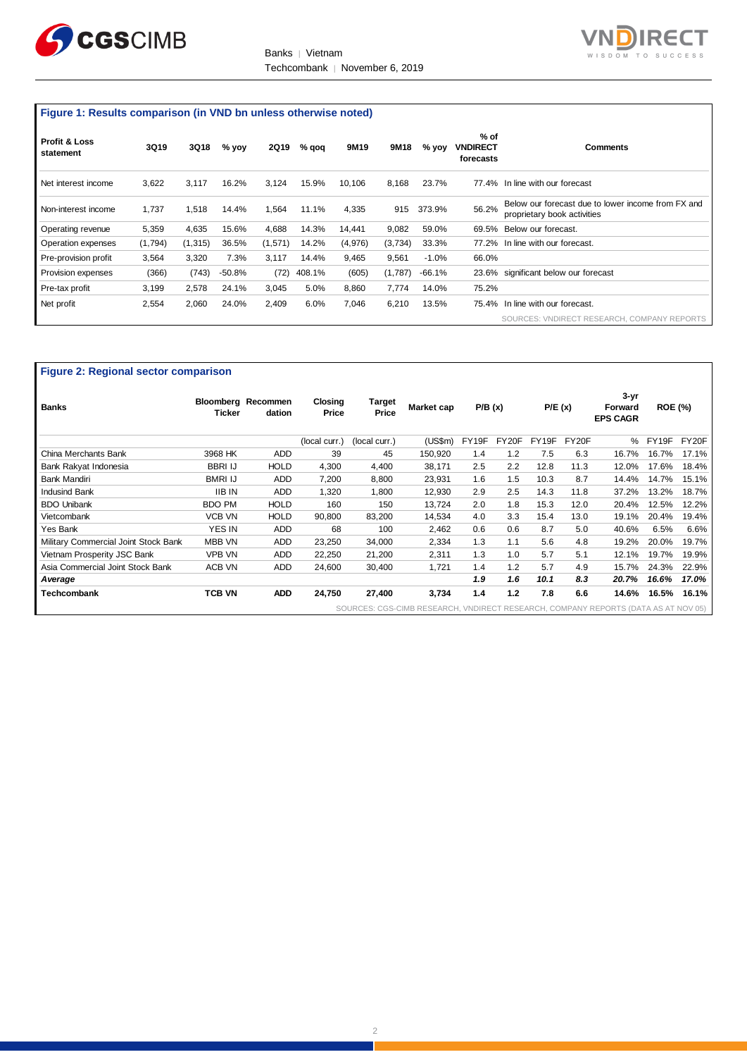### Figure 1: Results comparison (in VND bn unless otherwise noted)

| Profit & Loss statement | 3Q19 | 3Q18 | % yoy | 2Q19 | % qoq | 9M19 | 9M18 | % yoy | % of VNDIRECT forecasts | Comments |
|---|---|---|---|---|---|---|---|---|---|---|
| Net interest income | 3,622 | 3,117 | 16.2% | 3,124 | 15.9% | 10,106 | 8,168 | 23.7% | 77.4% | In line with our forecast |
| Non-interest income | 1,737 | 1,518 | 14.4% | 1,564 | 11.1% | 4,335 | 915 | 373.9% | 56.2% | Below our forecast due to lower income from FX and proprietary book activities |
| Operating revenue | 5,359 | 4,635 | 15.6% | 4,688 | 14.3% | 14,441 | 9,082 | 59.0% | 69.5% | Below our forecast. |
| Operation expenses | (1,794) | (1,315) | 36.5% | (1,571) | 14.2% | (4,976) | (3,734) | 33.3% | 77.2% | In line with our forecast. |
| Pre-provision profit | 3,564 | 3,320 | 7.3% | 3,117 | 14.4% | 9,465 | 9,561 | -1.0% | 66.0% | |
| Provision expenses | (366) | (743) | -50.8% | (72) | 408.1% | (605) | (1,787) | -66.1% | 23.6% | significant below our forecast |
| Pre-tax profit | 3,199 | 2,578 | 24.1% | 3,045 | 5.0% | 8,860 | 7,774 | 14.0% | 75.2% | |
| Net profit | 2,554 | 2,060 | 24.0% | 2,409 | 6.0% | 7,046 | 6,210 | 13.5% | 75.4% | In line with our forecast. |

SOURCES: VNDIRECT RESEARCH, COMPANY REPORTS

### Figure 2: Regional sector comparison

| Banks | Bloomberg Ticker | Recommendation | Closing Price | Target Price | Market cap | P/B (x) | | P/E (x) | | 3-yr Forward EPS CAGR | ROE (%) | |
|---|---|---|---|---|---|---|---|---|---|---|---|---|
| | | | (local curr.) | (local curr.) | (US$m) | FY19F | FY20F | FY19F | FY20F | % | FY19F | FY20F |
| China Merchants Bank | 3968 HK | ADD | 39 | 45 | 150,920 | 1.4 | 1.2 | 7.5 | 6.3 | 16.7% | 16.7% | 17.1% |
| Bank Rakyat Indonesia | BBRI IJ | HOLD | 4,300 | 4,400 | 38,171 | 2.5 | 2.2 | 12.8 | 11.3 | 12.0% | 17.6% | 18.4% |
| Bank Mandiri | BMRI IJ | ADD | 7,200 | 8,800 | 23,931 | 1.6 | 1.5 | 10.3 | 8.7 | 14.4% | 14.7% | 15.1% |
| Indusind Bank | IIB IN | ADD | 1,320 | 1,800 | 12,930 | 2.9 | 2.5 | 14.3 | 11.8 | 37.2% | 13.2% | 18.7% |
| BDO Unibank | BDO PM | HOLD | 160 | 150 | 13,724 | 2.0 | 1.8 | 15.3 | 12.0 | 20.4% | 12.5% | 12.2% |
| Vietcombank | VCB VN | HOLD | 90,800 | 83,200 | 14,534 | 4.0 | 3.3 | 15.4 | 13.0 | 19.1% | 20.4% | 19.4% |
| Yes Bank | YES IN | ADD | 68 | 100 | 2,462 | 0.6 | 0.6 | 8.7 | 5.0 | 40.6% | 6.5% | 6.6% |
| Military Commercial Joint Stock Bank | MBB VN | ADD | 23,250 | 34,000 | 2,334 | 1.3 | 1.1 | 5.6 | 4.8 | 19.2% | 20.0% | 19.7% |
| Vietnam Prosperity JSC Bank | VPB VN | ADD | 22,250 | 21,200 | 2,311 | 1.3 | 1.0 | 5.7 | 5.1 | 12.1% | 19.7% | 19.9% |
| Asia Commercial Joint Stock Bank | ACB VN | ADD | 24,600 | 30,400 | 1,721 | 1.4 | 1.2 | 5.7 | 4.9 | 15.7% | 24.3% | 22.9% |
| ***Average*** | | | | | | ***1.9*** | ***1.6*** | ***10.1*** | ***8.3*** | ***20.7%*** | ***16.6%*** | ***17.0%*** |
| **Techcombank** | **TCB VN** | **ADD** | **24,750** | **27,400** | **3,734** | **1.4** | **1.2** | **7.8** | **6.6** | **14.6%** | **16.5%** | **16.1%** |

SOURCES: CGS-CIMB RESEARCH, VNDIRECT RESEARCH, COMPANY REPORTS (DATA AS AT NOV 05)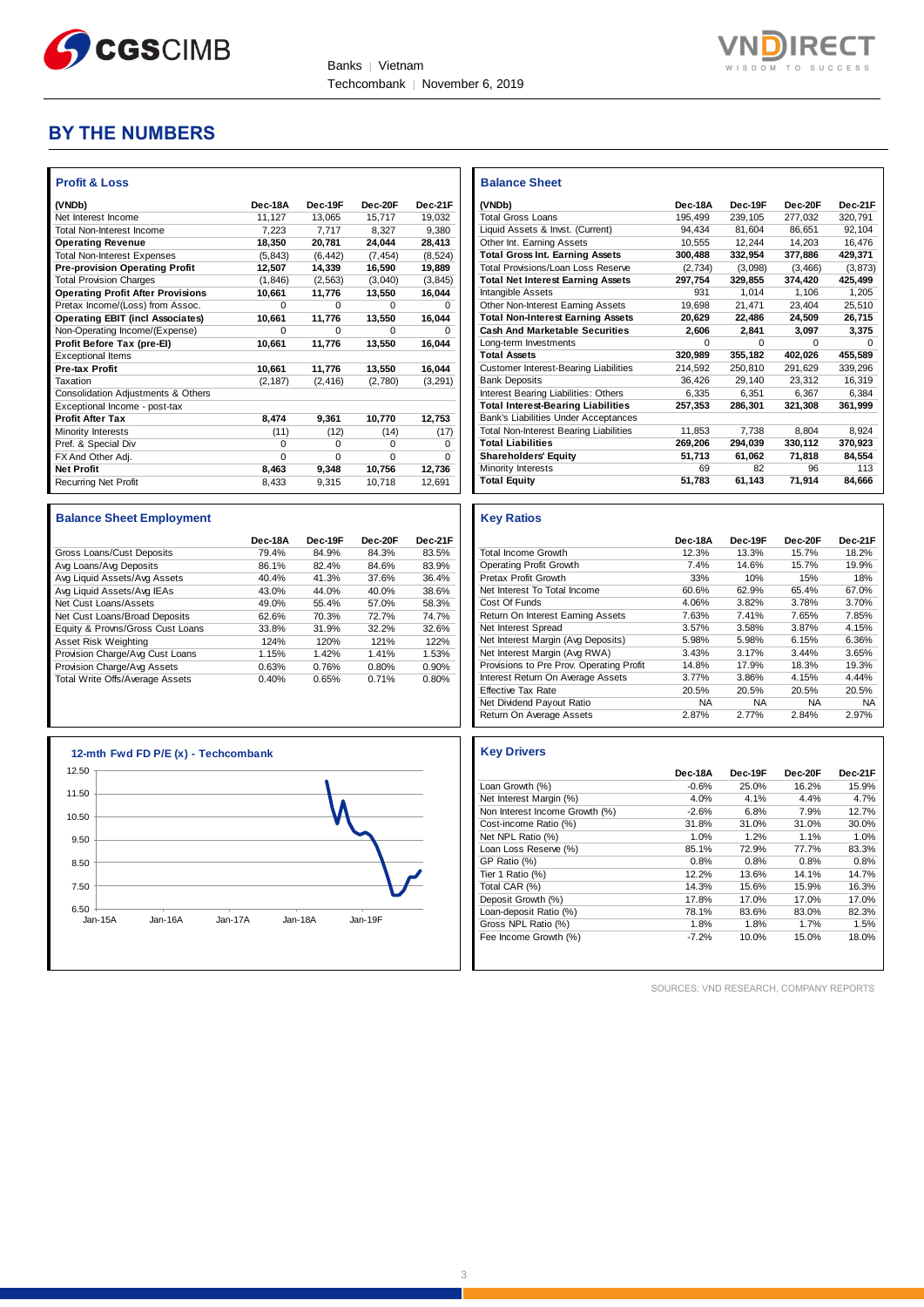# BY THE NUMBERS

### Profit & Loss

| (VNDb) | Dec-18A | Dec-19F | Dec-20F | Dec-21F |
|---|---|---|---|---|
| Net Interest Income | 11,127 | 13,065 | 15,717 | 19,032 |
| Total Non-Interest Income | 7,223 | 7,717 | 8,327 | 9,380 |
| **Operating Revenue** | **18,350** | **20,781** | **24,044** | **28,413** |
| Total Non-Interest Expenses | (5,843) | (6,442) | (7,454) | (8,524) |
| **Pre-provision Operating Profit** | **12,507** | **14,339** | **16,590** | **19,889** |
| Total Provision Charges | (1,846) | (2,563) | (3,040) | (3,845) |
| **Operating Profit After Provisions** | **10,661** | **11,776** | **13,550** | **16,044** |
| Pretax Income/(Loss) from Assoc. | 0 | 0 | 0 | 0 |
| **Operating EBIT (incl Associates)** | **10,661** | **11,776** | **13,550** | **16,044** |
| Non-Operating Income/(Expense) | 0 | 0 | 0 | 0 |
| **Profit Before Tax (pre-EI)** | **10,661** | **11,776** | **13,550** | **16,044** |
| Exceptional Items | | | | |
| **Pre-tax Profit** | **10,661** | **11,776** | **13,550** | **16,044** |
| Taxation | (2,187) | (2,416) | (2,780) | (3,291) |
| Consolidation Adjustments & Others | | | | |
| Exceptional Income - post-tax | | | | |
| **Profit After Tax** | **8,474** | **9,361** | **10,770** | **12,753** |
| Minority Interests | (11) | (12) | (14) | (17) |
| Pref. & Special Div | 0 | 0 | 0 | 0 |
| FX And Other Adj. | 0 | 0 | 0 | 0 |
| **Net Profit** | **8,463** | **9,348** | **10,756** | **12,736** |
| Recurring Net Profit | 8,433 | 9,315 | 10,718 | 12,691 |

### Balance Sheet

| (VNDb) | Dec-18A | Dec-19F | Dec-20F | Dec-21F |
|---|---|---|---|---|
| Total Gross Loans | 195,499 | 239,105 | 277,032 | 320,791 |
| Liquid Assets & Invst. (Current) | 94,434 | 81,604 | 86,651 | 92,104 |
| Other Int. Earning Assets | 10,555 | 12,244 | 14,203 | 16,476 |
| **Total Gross Int. Earning Assets** | **300,488** | **332,954** | **377,886** | **429,371** |
| Total Provisions/Loan Loss Reserve | (2,734) | (3,098) | (3,466) | (3,873) |
| **Total Net Interest Earning Assets** | **297,754** | **329,855** | **374,420** | **425,499** |
| Intangible Assets | 931 | 1,014 | 1,106 | 1,205 |
| Other Non-Interest Earning Assets | 19,698 | 21,471 | 23,404 | 25,510 |
| **Total Non-Interest Earning Assets** | **20,629** | **22,486** | **24,509** | **26,715** |
| **Cash And Marketable Securities** | **2,606** | **2,841** | **3,097** | **3,375** |
| Long-term Investments | 0 | 0 | 0 | 0 |
| **Total Assets** | **320,989** | **355,182** | **402,026** | **455,589** |
| Customer Interest-Bearing Liabilities | 214,592 | 250,810 | 291,629 | 339,296 |
| Bank Deposits | 36,426 | 29,140 | 23,312 | 16,319 |
| Interest Bearing Liabilities: Others | 6,335 | 6,351 | 6,367 | 6,384 |
| **Total Interest-Bearing Liabilities** | **257,353** | **286,301** | **321,308** | **361,999** |
| Bank's Liabilities Under Acceptances | | | | |
| Total Non-Interest Bearing Liabilities | 11,853 | 7,738 | 8,804 | 8,924 |
| **Total Liabilities** | **269,206** | **294,039** | **330,112** | **370,923** |
| **Shareholders' Equity** | **51,713** | **61,062** | **71,818** | **84,554** |
| Minority Interests | 69 | 82 | 96 | 113 |
| **Total Equity** | **51,783** | **61,143** | **71,914** | **84,666** |

### Balance Sheet Employment

| | Dec-18A | Dec-19F | Dec-20F | Dec-21F |
|---|---|---|---|---|
| Gross Loans/Cust Deposits | 79.4% | 84.9% | 84.3% | 83.5% |
| Avg Loans/Avg Deposits | 86.1% | 82.4% | 84.6% | 83.9% |
| Avg Liquid Assets/Avg Assets | 40.4% | 41.3% | 37.6% | 36.4% |
| Avg Liquid Assets/Avg IEAs | 43.0% | 44.0% | 40.0% | 38.6% |
| Net Cust Loans/Assets | 49.0% | 55.4% | 57.0% | 58.3% |
| Net Cust Loans/Broad Deposits | 62.6% | 70.3% | 72.7% | 74.7% |
| Equity & Provns/Gross Cust Loans | 33.8% | 31.9% | 32.2% | 32.6% |
| Asset Risk Weighting | 124% | 120% | 121% | 122% |
| Provision Charge/Avg Cust Loans | 1.15% | 1.42% | 1.41% | 1.53% |
| Provision Charge/Avg Assets | 0.63% | 0.76% | 0.80% | 0.90% |
| Total Write Offs/Average Assets | 0.40% | 0.65% | 0.71% | 0.80% |

### Key Ratios

| | Dec-18A | Dec-19F | Dec-20F | Dec-21F |
|---|---|---|---|---|
| Total Income Growth | 12.3% | 13.3% | 15.7% | 18.2% |
| Operating Profit Growth | 7.4% | 14.6% | 15.7% | 19.9% |
| Pretax Profit Growth | 33% | 10% | 15% | 18% |
| Net Interest To Total Income | 60.6% | 62.9% | 65.4% | 67.0% |
| Cost Of Funds | 4.06% | 3.82% | 3.78% | 3.70% |
| Return On Interest Earning Assets | 7.63% | 7.41% | 7.65% | 7.85% |
| Net Interest Spread | 3.57% | 3.58% | 3.87% | 4.15% |
| Net Interest Margin (Avg Deposits) | 5.98% | 5.98% | 6.15% | 6.36% |
| Net Interest Margin (Avg RWA) | 3.43% | 3.17% | 3.44% | 3.65% |
| Provisions to Pre Prov. Operating Profit | 14.8% | 17.9% | 18.3% | 19.3% |
| Interest Return On Average Assets | 3.77% | 3.86% | 4.15% | 4.44% |
| Effective Tax Rate | 20.5% | 20.5% | 20.5% | 20.5% |
| Net Dividend Payout Ratio | NA | NA | NA | NA |
| Return On Average Assets | 2.87% | 2.77% | 2.84% | 2.97% |

### 12-mth Fwd FD P/E (x) - Techcombank

### Key Drivers

| | Dec-18A | Dec-19F | Dec-20F | Dec-21F |
|---|---|---|---|---|
| Loan Growth (%) | -0.6% | 25.0% | 16.2% | 15.9% |
| Net Interest Margin (%) | 4.0% | 4.1% | 4.4% | 4.7% |
| Non Interest Income Growth (%) | -2.6% | 6.8% | 7.9% | 12.7% |
| Cost-income Ratio (%) | 31.8% | 31.0% | 31.0% | 30.0% |
| Net NPL Ratio (%) | 1.0% | 1.2% | 1.1% | 1.0% |
| Loan Loss Reserve (%) | 85.1% | 72.9% | 77.7% | 83.3% |
| GP Ratio (%) | 0.8% | 0.8% | 0.8% | 0.8% |
| Tier 1 Ratio (%) | 12.2% | 13.6% | 14.1% | 14.7% |
| Total CAR (%) | 14.3% | 15.6% | 15.9% | 16.3% |
| Deposit Growth (%) | 17.8% | 17.0% | 17.0% | 17.0% |
| Loan-deposit Ratio (%) | 78.1% | 83.6% | 83.0% | 82.3% |
| Gross NPL Ratio (%) | 1.8% | 1.8% | 1.7% | 1.5% |
| Fee Income Growth (%) | -7.2% | 10.0% | 15.0% | 18.0% |

SOURCES: VND RESEARCH, COMPANY REPORTS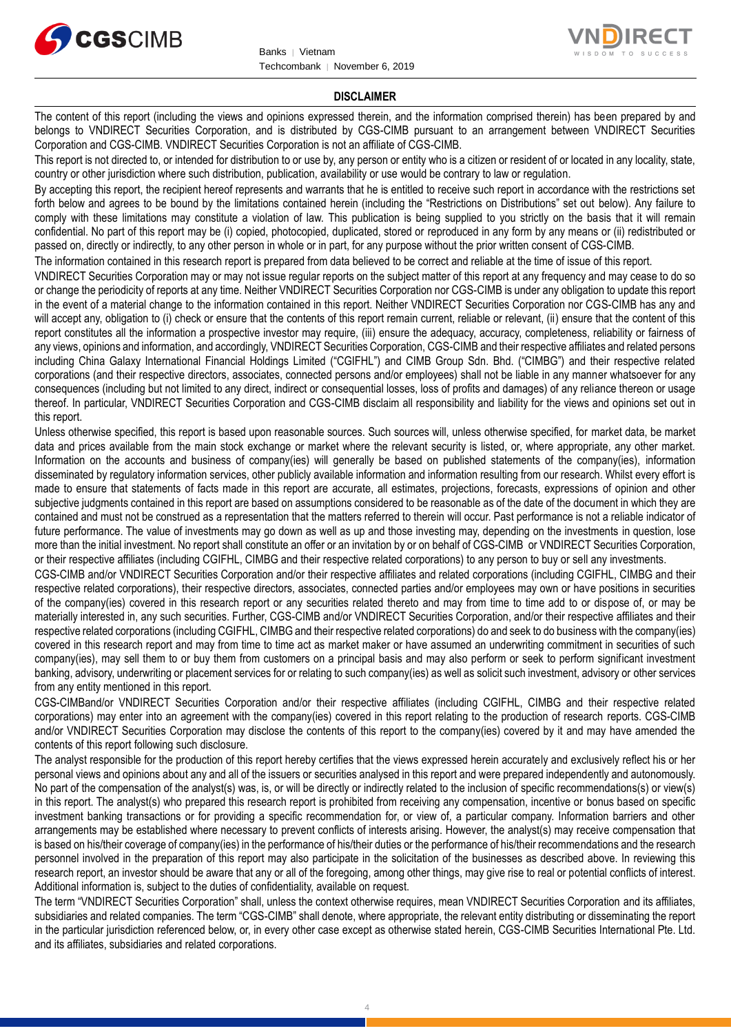## DISCLAIMER

The content of this report (including the views and opinions expressed therein, and the information comprised therein) has been prepared by and belongs to VNDIRECT Securities Corporation, and is distributed by CGS-CIMB pursuant to an arrangement between VNDIRECT Securities Corporation and CGS-CIMB. VNDIRECT Securities Corporation is not an affiliate of CGS-CIMB.

This report is not directed to, or intended for distribution to or use by, any person or entity who is a citizen or resident of or located in any locality, state, country or other jurisdiction where such distribution, publication, availability or use would be contrary to law or regulation.

By accepting this report, the recipient hereof represents and warrants that he is entitled to receive such report in accordance with the restrictions set forth below and agrees to be bound by the limitations contained herein (including the "Restrictions on Distributions" set out below). Any failure to comply with these limitations may constitute a violation of law. This publication is being supplied to you strictly on the basis that it will remain confidential. No part of this report may be (i) copied, photocopied, duplicated, stored or reproduced in any form by any means or (ii) redistributed or passed on, directly or indirectly, to any other person in whole or in part, for any purpose without the prior written consent of CGS-CIMB.

The information contained in this research report is prepared from data believed to be correct and reliable at the time of issue of this report.

VNDIRECT Securities Corporation may or may not issue regular reports on the subject matter of this report at any frequency and may cease to do so or change the periodicity of reports at any time. Neither VNDIRECT Securities Corporation nor CGS-CIMB is under any obligation to update this report in the event of a material change to the information contained in this report. Neither VNDIRECT Securities Corporation nor CGS-CIMB has any and will accept any, obligation to (i) check or ensure that the contents of this report remain current, reliable or relevant, (ii) ensure that the content of this report constitutes all the information a prospective investor may require, (iii) ensure the adequacy, accuracy, completeness, reliability or fairness of any views, opinions and information, and accordingly, VNDIRECT Securities Corporation, CGS-CIMB and their respective affiliates and related persons including China Galaxy International Financial Holdings Limited ("CGIFHL") and CIMB Group Sdn. Bhd. ("CIMBG") and their respective related corporations (and their respective directors, associates, connected persons and/or employees) shall not be liable in any manner whatsoever for any consequences (including but not limited to any direct, indirect or consequential losses, loss of profits and damages) of any reliance thereon or usage thereof. In particular, VNDIRECT Securities Corporation and CGS-CIMB disclaim all responsibility and liability for the views and opinions set out in this report.

Unless otherwise specified, this report is based upon reasonable sources. Such sources will, unless otherwise specified, for market data, be market data and prices available from the main stock exchange or market where the relevant security is listed, or, where appropriate, any other market. Information on the accounts and business of company(ies) will generally be based on published statements of the company(ies), information disseminated by regulatory information services, other publicly available information and information resulting from our research. Whilst every effort is made to ensure that statements of facts made in this report are accurate, all estimates, projections, forecasts, expressions of opinion and other subjective judgments contained in this report are based on assumptions considered to be reasonable as of the date of the document in which they are contained and must not be construed as a representation that the matters referred to therein will occur. Past performance is not a reliable indicator of future performance. The value of investments may go down as well as up and those investing may, depending on the investments in question, lose more than the initial investment. No report shall constitute an offer or an invitation by or on behalf of CGS-CIMB or VNDIRECT Securities Corporation, or their respective affiliates (including CGIFHL, CIMBG and their respective related corporations) to any person to buy or sell any investments.

CGS-CIMB and/or VNDIRECT Securities Corporation and/or their respective affiliates and related corporations (including CGIFHL, CIMBG and their respective related corporations), their respective directors, associates, connected parties and/or employees may own or have positions in securities of the company(ies) covered in this research report or any securities related thereto and may from time to time add to or dispose of, or may be materially interested in, any such securities. Further, CGS-CIMB and/or VNDIRECT Securities Corporation, and/or their respective affiliates and their respective related corporations (including CGIFHL, CIMBG and their respective related corporations) do and seek to do business with the company(ies) covered in this research report and may from time to time act as market maker or have assumed an underwriting commitment in securities of such company(ies), may sell them to or buy them from customers on a principal basis and may also perform or seek to perform significant investment banking, advisory, underwriting or placement services for or relating to such company(ies) as well as solicit such investment, advisory or other services from any entity mentioned in this report.

CGS-CIMBand/or VNDIRECT Securities Corporation and/or their respective affiliates (including CGIFHL, CIMBG and their respective related corporations) may enter into an agreement with the company(ies) covered in this report relating to the production of research reports. CGS-CIMB and/or VNDIRECT Securities Corporation may disclose the contents of this report to the company(ies) covered by it and may have amended the contents of this report following such disclosure.

The analyst responsible for the production of this report hereby certifies that the views expressed herein accurately and exclusively reflect his or her personal views and opinions about any and all of the issuers or securities analysed in this report and were prepared independently and autonomously. No part of the compensation of the analyst(s) was, is, or will be directly or indirectly related to the inclusion of specific recommendations(s) or view(s) in this report. The analyst(s) who prepared this research report is prohibited from receiving any compensation, incentive or bonus based on specific investment banking transactions or for providing a specific recommendation for, or view of, a particular company. Information barriers and other arrangements may be established where necessary to prevent conflicts of interests arising. However, the analyst(s) may receive compensation that is based on his/their coverage of company(ies) in the performance of his/their duties or the performance of his/their recommendations and the research personnel involved in the preparation of this report may also participate in the solicitation of the businesses as described above. In reviewing this research report, an investor should be aware that any or all of the foregoing, among other things, may give rise to real or potential conflicts of interest. Additional information is, subject to the duties of confidentiality, available on request.

The term "VNDIRECT Securities Corporation" shall, unless the context otherwise requires, mean VNDIRECT Securities Corporation and its affiliates, subsidiaries and related companies. The term "CGS-CIMB" shall denote, where appropriate, the relevant entity distributing or disseminating the report in the particular jurisdiction referenced below, or, in every other case except as otherwise stated herein, CGS-CIMB Securities International Pte. Ltd. and its affiliates, subsidiaries and related corporations.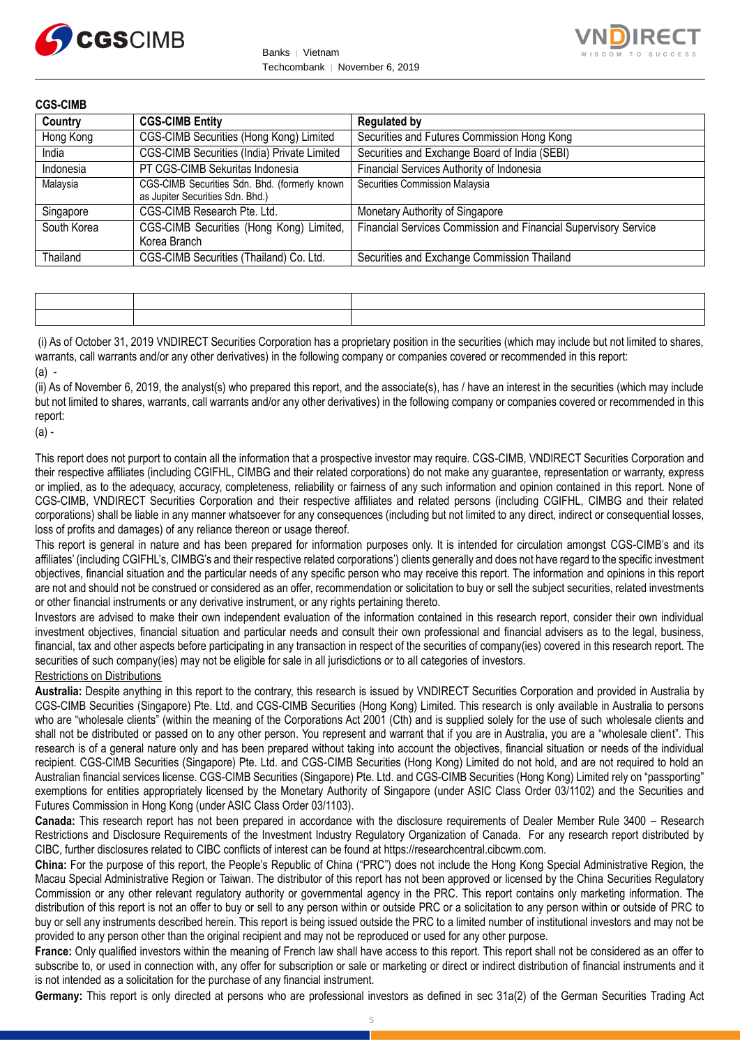**CGS-CIMB**

| Country | CGS-CIMB Entity | Regulated by |
|---|---|---|
| Hong Kong | CGS-CIMB Securities (Hong Kong) Limited | Securities and Futures Commission Hong Kong |
| India | CGS-CIMB Securities (India) Private Limited | Securities and Exchange Board of India (SEBI) |
| Indonesia | PT CGS-CIMB Sekuritas Indonesia | Financial Services Authority of Indonesia |
| Malaysia | CGS-CIMB Securities Sdn. Bhd. (formerly known as Jupiter Securities Sdn. Bhd.) | Securities Commission Malaysia |
| Singapore | CGS-CIMB Research Pte. Ltd. | Monetary Authority of Singapore |
| South Korea | CGS-CIMB Securities (Hong Kong) Limited, Korea Branch | Financial Services Commission and Financial Supervisory Service |
| Thailand | CGS-CIMB Securities (Thailand) Co. Ltd. | Securities and Exchange Commission Thailand |

| | | |
|---|---|---|
| | | |
| | | |

(i) As of October 31, 2019 VNDIRECT Securities Corporation has a proprietary position in the securities (which may include but not limited to shares, warrants, call warrants and/or any other derivatives) in the following company or companies covered or recommended in this report:

(a) -

(ii) As of November 6, 2019, the analyst(s) who prepared this report, and the associate(s), has / have an interest in the securities (which may include but not limited to shares, warrants, call warrants and/or any other derivatives) in the following company or companies covered or recommended in this report:

(a) -

This report does not purport to contain all the information that a prospective investor may require. CGS-CIMB, VNDIRECT Securities Corporation and their respective affiliates (including CGIFHL, CIMBG and their related corporations) do not make any guarantee, representation or warranty, express or implied, as to the adequacy, accuracy, completeness, reliability or fairness of any such information and opinion contained in this report. None of CGS-CIMB, VNDIRECT Securities Corporation and their respective affiliates and related persons (including CGIFHL, CIMBG and their related corporations) shall be liable in any manner whatsoever for any consequences (including but not limited to any direct, indirect or consequential losses, loss of profits and damages) of any reliance thereon or usage thereof.

This report is general in nature and has been prepared for information purposes only. It is intended for circulation amongst CGS-CIMB's and its affiliates' (including CGIFHL's, CIMBG's and their respective related corporations') clients generally and does not have regard to the specific investment objectives, financial situation and the particular needs of any specific person who may receive this report. The information and opinions in this report are not and should not be construed or considered as an offer, recommendation or solicitation to buy or sell the subject securities, related investments or other financial instruments or any derivative instrument, or any rights pertaining thereto.

Investors are advised to make their own independent evaluation of the information contained in this research report, consider their own individual investment objectives, financial situation and particular needs and consult their own professional and financial advisers as to the legal, business, financial, tax and other aspects before participating in any transaction in respect of the securities of company(ies) covered in this research report. The securities of such company(ies) may not be eligible for sale in all jurisdictions or to all categories of investors.

Restrictions on Distributions

**Australia:** Despite anything in this report to the contrary, this research is issued by VNDIRECT Securities Corporation and provided in Australia by CGS-CIMB Securities (Singapore) Pte. Ltd. and CGS-CIMB Securities (Hong Kong) Limited. This research is only available in Australia to persons who are "wholesale clients" (within the meaning of the Corporations Act 2001 (Cth) and is supplied solely for the use of such wholesale clients and shall not be distributed or passed on to any other person. You represent and warrant that if you are in Australia, you are a "wholesale client". This research is of a general nature only and has been prepared without taking into account the objectives, financial situation or needs of the individual recipient. CGS-CIMB Securities (Singapore) Pte. Ltd. and CGS-CIMB Securities (Hong Kong) Limited do not hold, and are not required to hold an Australian financial services license. CGS-CIMB Securities (Singapore) Pte. Ltd. and CGS-CIMB Securities (Hong Kong) Limited rely on "passporting" exemptions for entities appropriately licensed by the Monetary Authority of Singapore (under ASIC Class Order 03/1102) and the Securities and Futures Commission in Hong Kong (under ASIC Class Order 03/1103).

**Canada:** This research report has not been prepared in accordance with the disclosure requirements of Dealer Member Rule 3400 – Research Restrictions and Disclosure Requirements of the Investment Industry Regulatory Organization of Canada. For any research report distributed by CIBC, further disclosures related to CIBC conflicts of interest can be found at https://researchcentral.cibcwm.com.

**China:** For the purpose of this report, the People's Republic of China ("PRC") does not include the Hong Kong Special Administrative Region, the Macau Special Administrative Region or Taiwan. The distributor of this report has not been approved or licensed by the China Securities Regulatory Commission or any other relevant regulatory authority or governmental agency in the PRC. This report contains only marketing information. The distribution of this report is not an offer to buy or sell to any person within or outside PRC or a solicitation to any person within or outside of PRC to buy or sell any instruments described herein. This report is being issued outside the PRC to a limited number of institutional investors and may not be provided to any person other than the original recipient and may not be reproduced or used for any other purpose.

**France:** Only qualified investors within the meaning of French law shall have access to this report. This report shall not be considered as an offer to subscribe to, or used in connection with, any offer for subscription or sale or marketing or direct or indirect distribution of financial instruments and it is not intended as a solicitation for the purchase of any financial instrument.

**Germany:** This report is only directed at persons who are professional investors as defined in sec 31a(2) of the German Securities Trading Act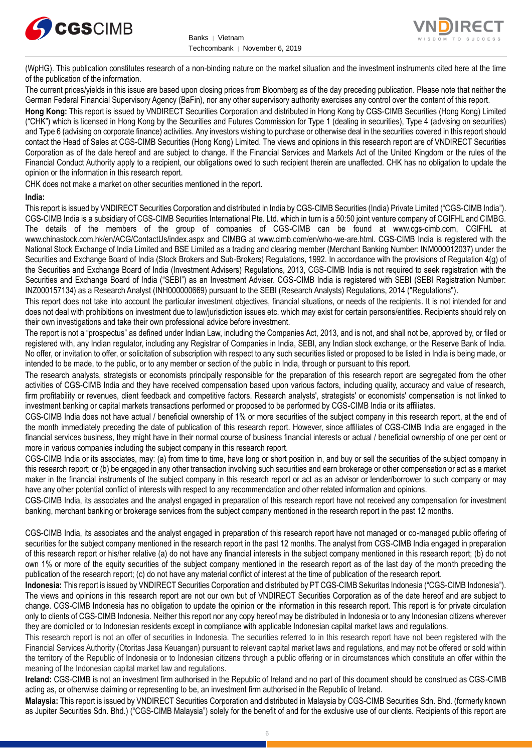(WpHG). This publication constitutes research of a non-binding nature on the market situation and the investment instruments cited here at the time of the publication of the information.

The current prices/yields in this issue are based upon closing prices from Bloomberg as of the day preceding publication. Please note that neither the German Federal Financial Supervisory Agency (BaFin), nor any other supervisory authority exercises any control over the content of this report.

**Hong Kong:** This report is issued by VNDIRECT Securities Corporation and distributed in Hong Kong by CGS-CIMB Securities (Hong Kong) Limited ("CHK") which is licensed in Hong Kong by the Securities and Futures Commission for Type 1 (dealing in securities), Type 4 (advising on securities) and Type 6 (advising on corporate finance) activities. Any investors wishing to purchase or otherwise deal in the securities covered in this report should contact the Head of Sales at CGS-CIMB Securities (Hong Kong) Limited. The views and opinions in this research report are of VNDIRECT Securities Corporation as of the date hereof and are subject to change. If the Financial Services and Markets Act of the United Kingdom or the rules of the Financial Conduct Authority apply to a recipient, our obligations owed to such recipient therein are unaffected. CHK has no obligation to update the opinion or the information in this research report.

CHK does not make a market on other securities mentioned in the report.

**India:**

This report is issued by VNDIRECT Securities Corporation and distributed in India by CGS-CIMB Securities (India) Private Limited ("CGS-CIMB India"). CGS-CIMB India is a subsidiary of CGS-CIMB Securities International Pte. Ltd. which in turn is a 50:50 joint venture company of CGIFHL and CIMBG. The details of the members of the group of companies of CGS-CIMB can be found at www.cgs-cimb.com, CGIFHL at www.chinastock.com.hk/en/ACG/ContactUs/index.aspx and CIMBG at www.cimb.com/en/who-we-are.html. CGS-CIMB India is registered with the National Stock Exchange of India Limited and BSE Limited as a trading and clearing member (Merchant Banking Number: INM000012037) under the Securities and Exchange Board of India (Stock Brokers and Sub-Brokers) Regulations, 1992. In accordance with the provisions of Regulation 4(g) of the Securities and Exchange Board of India (Investment Advisers) Regulations, 2013, CGS-CIMB India is not required to seek registration with the Securities and Exchange Board of India ("SEBI") as an Investment Adviser. CGS-CIMB India is registered with SEBI (SEBI Registration Number: INZ000157134) as a Research Analyst (INH000000669) pursuant to the SEBI (Research Analysts) Regulations, 2014 ("Regulations").

This report does not take into account the particular investment objectives, financial situations, or needs of the recipients. It is not intended for and does not deal with prohibitions on investment due to law/jurisdiction issues etc. which may exist for certain persons/entities. Recipients should rely on their own investigations and take their own professional advice before investment.

The report is not a "prospectus" as defined under Indian Law, including the Companies Act, 2013, and is not, and shall not be, approved by, or filed or registered with, any Indian regulator, including any Registrar of Companies in India, SEBI, any Indian stock exchange, or the Reserve Bank of India. No offer, or invitation to offer, or solicitation of subscription with respect to any such securities listed or proposed to be listed in India is being made, or intended to be made, to the public, or to any member or section of the public in India, through or pursuant to this report.

The research analysts, strategists or economists principally responsible for the preparation of this research report are segregated from the other activities of CGS-CIMB India and they have received compensation based upon various factors, including quality, accuracy and value of research, firm profitability or revenues, client feedback and competitive factors. Research analysts', strategists' or economists' compensation is not linked to investment banking or capital markets transactions performed or proposed to be performed by CGS-CIMB India or its affiliates.

CGS-CIMB India does not have actual / beneficial ownership of 1% or more securities of the subject company in this research report, at the end of the month immediately preceding the date of publication of this research report. However, since affiliates of CGS-CIMB India are engaged in the financial services business, they might have in their normal course of business financial interests or actual / beneficial ownership of one per cent or more in various companies including the subject company in this research report.

CGS-CIMB India or its associates, may: (a) from time to time, have long or short position in, and buy or sell the securities of the subject company in this research report; or (b) be engaged in any other transaction involving such securities and earn brokerage or other compensation or act as a market maker in the financial instruments of the subject company in this research report or act as an advisor or lender/borrower to such company or may have any other potential conflict of interests with respect to any recommendation and other related information and opinions.

CGS-CIMB India, its associates and the analyst engaged in preparation of this research report have not received any compensation for investment banking, merchant banking or brokerage services from the subject company mentioned in the research report in the past 12 months.

CGS-CIMB India, its associates and the analyst engaged in preparation of this research report have not managed or co-managed public offering of securities for the subject company mentioned in the research report in the past 12 months. The analyst from CGS-CIMB India engaged in preparation of this research report or his/her relative (a) do not have any financial interests in the subject company mentioned in this research report; (b) do not own 1% or more of the equity securities of the subject company mentioned in the research report as of the last day of the month preceding the publication of the research report; (c) do not have any material conflict of interest at the time of publication of the research report.

**Indonesia:** This report is issued by VNDIRECT Securities Corporation and distributed by PT CGS-CIMB Sekuritas Indonesia ("CGS-CIMB Indonesia"). The views and opinions in this research report are not our own but of VNDIRECT Securities Corporation as of the date hereof and are subject to change. CGS-CIMB Indonesia has no obligation to update the opinion or the information in this research report. This report is for private circulation only to clients of CGS-CIMB Indonesia. Neither this report nor any copy hereof may be distributed in Indonesia or to any Indonesian citizens wherever they are domiciled or to Indonesian residents except in compliance with applicable Indonesian capital market laws and regulations.

This research report is not an offer of securities in Indonesia. The securities referred to in this research report have not been registered with the Financial Services Authority (Otoritas Jasa Keuangan) pursuant to relevant capital market laws and regulations, and may not be offered or sold within the territory of the Republic of Indonesia or to Indonesian citizens through a public offering or in circumstances which constitute an offer within the meaning of the Indonesian capital market law and regulations.

**Ireland:** CGS-CIMB is not an investment firm authorised in the Republic of Ireland and no part of this document should be construed as CGS-CIMB acting as, or otherwise claiming or representing to be, an investment firm authorised in the Republic of Ireland.

**Malaysia:** This report is issued by VNDIRECT Securities Corporation and distributed in Malaysia by CGS-CIMB Securities Sdn. Bhd. (formerly known as Jupiter Securities Sdn. Bhd.) ("CGS-CIMB Malaysia") solely for the benefit of and for the exclusive use of our clients. Recipients of this report are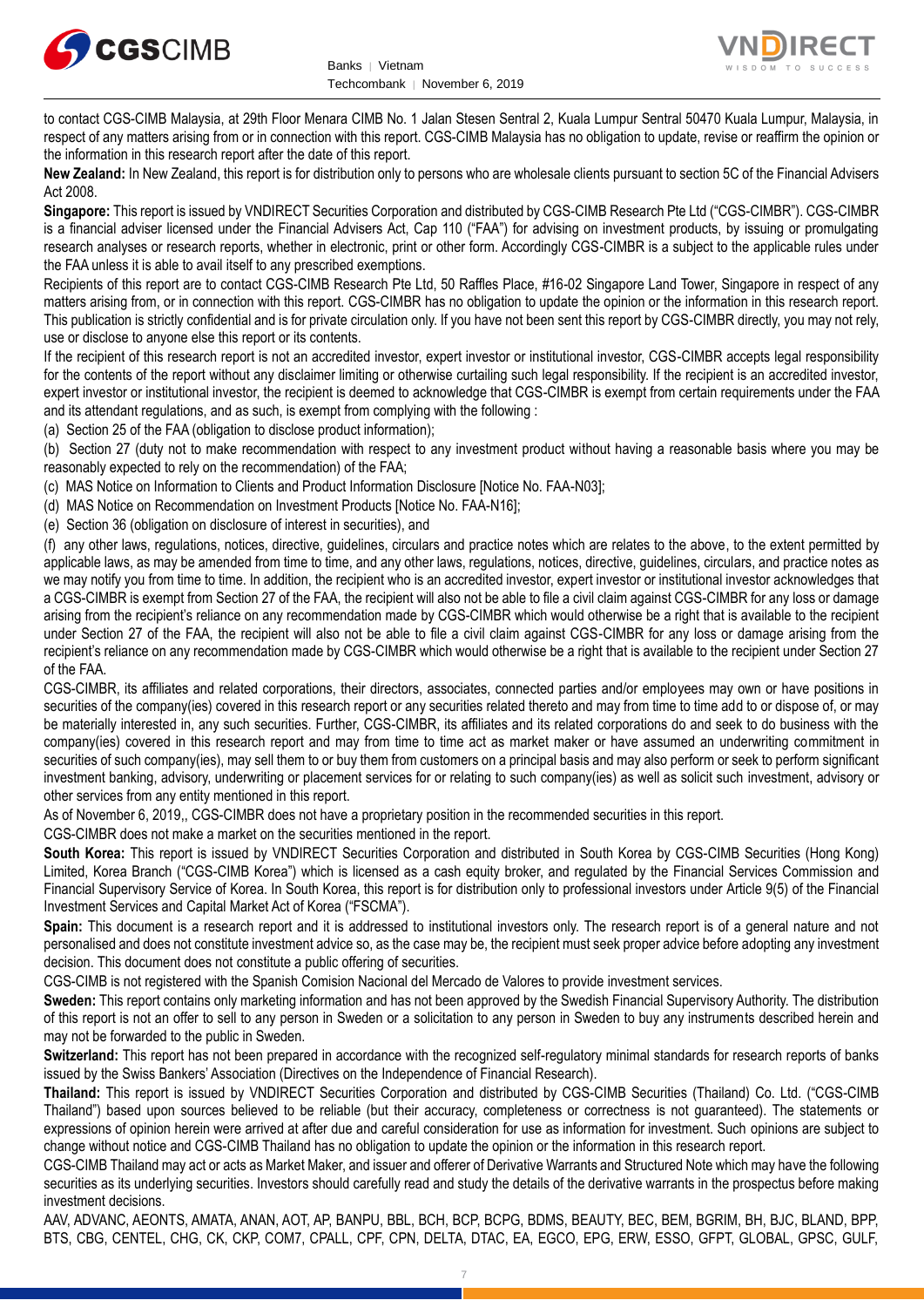to contact CGS-CIMB Malaysia, at 29th Floor Menara CIMB No. 1 Jalan Stesen Sentral 2, Kuala Lumpur Sentral 50470 Kuala Lumpur, Malaysia, in respect of any matters arising from or in connection with this report. CGS-CIMB Malaysia has no obligation to update, revise or reaffirm the opinion or the information in this research report after the date of this report.

**New Zealand:** In New Zealand, this report is for distribution only to persons who are wholesale clients pursuant to section 5C of the Financial Advisers Act 2008.

**Singapore:** This report is issued by VNDIRECT Securities Corporation and distributed by CGS-CIMB Research Pte Ltd ("CGS-CIMBR"). CGS-CIMBR is a financial adviser licensed under the Financial Advisers Act, Cap 110 ("FAA") for advising on investment products, by issuing or promulgating research analyses or research reports, whether in electronic, print or other form. Accordingly CGS-CIMBR is a subject to the applicable rules under the FAA unless it is able to avail itself to any prescribed exemptions.

Recipients of this report are to contact CGS-CIMB Research Pte Ltd, 50 Raffles Place, #16-02 Singapore Land Tower, Singapore in respect of any matters arising from, or in connection with this report. CGS-CIMBR has no obligation to update the opinion or the information in this research report. This publication is strictly confidential and is for private circulation only. If you have not been sent this report by CGS-CIMBR directly, you may not rely, use or disclose to anyone else this report or its contents.

If the recipient of this research report is not an accredited investor, expert investor or institutional investor, CGS-CIMBR accepts legal responsibility for the contents of the report without any disclaimer limiting or otherwise curtailing such legal responsibility. If the recipient is an accredited investor, expert investor or institutional investor, the recipient is deemed to acknowledge that CGS-CIMBR is exempt from certain requirements under the FAA and its attendant regulations, and as such, is exempt from complying with the following :

(a) Section 25 of the FAA (obligation to disclose product information);

(b) Section 27 (duty not to make recommendation with respect to any investment product without having a reasonable basis where you may be reasonably expected to rely on the recommendation) of the FAA;

(c) MAS Notice on Information to Clients and Product Information Disclosure [Notice No. FAA-N03];

(d) MAS Notice on Recommendation on Investment Products [Notice No. FAA-N16];

(e) Section 36 (obligation on disclosure of interest in securities), and

(f) any other laws, regulations, notices, directive, guidelines, circulars and practice notes which are relates to the above, to the extent permitted by applicable laws, as may be amended from time to time, and any other laws, regulations, notices, directive, guidelines, circulars, and practice notes as we may notify you from time to time. In addition, the recipient who is an accredited investor, expert investor or institutional investor acknowledges that a CGS-CIMBR is exempt from Section 27 of the FAA, the recipient will also not be able to file a civil claim against CGS-CIMBR for any loss or damage arising from the recipient's reliance on any recommendation made by CGS-CIMBR which would otherwise be a right that is available to the recipient under Section 27 of the FAA, the recipient will also not be able to file a civil claim against CGS-CIMBR for any loss or damage arising from the recipient's reliance on any recommendation made by CGS-CIMBR which would otherwise be a right that is available to the recipient under Section 27 of the FAA.

CGS-CIMBR, its affiliates and related corporations, their directors, associates, connected parties and/or employees may own or have positions in securities of the company(ies) covered in this research report or any securities related thereto and may from time to time add to or dispose of, or may be materially interested in, any such securities. Further, CGS-CIMBR, its affiliates and its related corporations do and seek to do business with the company(ies) covered in this research report and may from time to time act as market maker or have assumed an underwriting commitment in securities of such company(ies), may sell them to or buy them from customers on a principal basis and may also perform or seek to perform significant investment banking, advisory, underwriting or placement services for or relating to such company(ies) as well as solicit such investment, advisory or other services from any entity mentioned in this report.

As of November 6, 2019,, CGS-CIMBR does not have a proprietary position in the recommended securities in this report.

CGS-CIMBR does not make a market on the securities mentioned in the report.

**South Korea:** This report is issued by VNDIRECT Securities Corporation and distributed in South Korea by CGS-CIMB Securities (Hong Kong) Limited, Korea Branch ("CGS-CIMB Korea") which is licensed as a cash equity broker, and regulated by the Financial Services Commission and Financial Supervisory Service of Korea. In South Korea, this report is for distribution only to professional investors under Article 9(5) of the Financial Investment Services and Capital Market Act of Korea ("FSCMA").

**Spain:** This document is a research report and it is addressed to institutional investors only. The research report is of a general nature and not personalised and does not constitute investment advice so, as the case may be, the recipient must seek proper advice before adopting any investment decision. This document does not constitute a public offering of securities.

CGS-CIMB is not registered with the Spanish Comision Nacional del Mercado de Valores to provide investment services.

**Sweden:** This report contains only marketing information and has not been approved by the Swedish Financial Supervisory Authority. The distribution of this report is not an offer to sell to any person in Sweden or a solicitation to any person in Sweden to buy any instruments described herein and may not be forwarded to the public in Sweden.

**Switzerland:** This report has not been prepared in accordance with the recognized self-regulatory minimal standards for research reports of banks issued by the Swiss Bankers' Association (Directives on the Independence of Financial Research).

**Thailand:** This report is issued by VNDIRECT Securities Corporation and distributed by CGS-CIMB Securities (Thailand) Co. Ltd. ("CGS-CIMB Thailand") based upon sources believed to be reliable (but their accuracy, completeness or correctness is not guaranteed). The statements or expressions of opinion herein were arrived at after due and careful consideration for use as information for investment. Such opinions are subject to change without notice and CGS-CIMB Thailand has no obligation to update the opinion or the information in this research report.

CGS-CIMB Thailand may act or acts as Market Maker, and issuer and offerer of Derivative Warrants and Structured Note which may have the following securities as its underlying securities. Investors should carefully read and study the details of the derivative warrants in the prospectus before making investment decisions.

AAV, ADVANC, AEONTS, AMATA, ANAN, AOT, AP, BANPU, BBL, BCH, BCP, BCPG, BDMS, BEAUTY, BEC, BEM, BGRIM, BH, BJC, BLAND, BPP, BTS, CBG, CENTEL, CHG, CK, CKP, COM7, CPALL, CPF, CPN, DELTA, DTAC, EA, EGCO, EPG, ERW, ESSO, GFPT, GLOBAL, GPSC, GULF,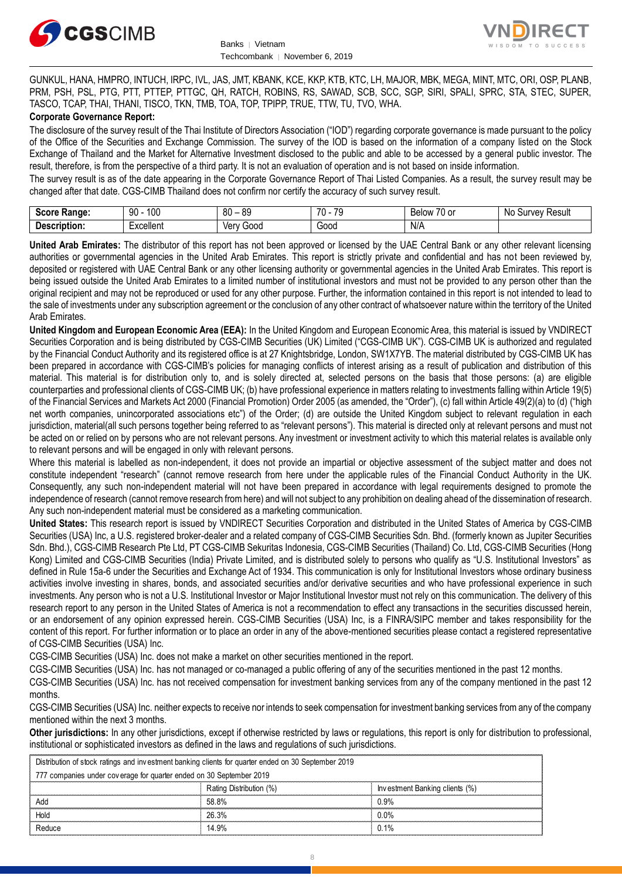GUNKUL, HANA, HMPRO, INTUCH, IRPC, IVL, JAS, JMT, KBANK, KCE, KKP, KTB, KTC, LH, MAJOR, MBK, MEGA, MINT, MTC, ORI, OSP, PLANB, PRM, PSH, PSL, PTG, PTT, PTTEP, PTTGC, QH, RATCH, ROBINS, RS, SAWAD, SCB, SCC, SGP, SIRI, SPALI, SPRC, STA, STEC, SUPER, TASCO, TCAP, THAI, THANI, TISCO, TKN, TMB, TOA, TOP, TPIPP, TRUE, TTW, TU, TVO, WHA.

**Corporate Governance Report:**

The disclosure of the survey result of the Thai Institute of Directors Association ("IOD") regarding corporate governance is made pursuant to the policy of the Office of the Securities and Exchange Commission. The survey of the IOD is based on the information of a company listed on the Stock Exchange of Thailand and the Market for Alternative Investment disclosed to the public and able to be accessed by a general public investor. The result, therefore, is from the perspective of a third party. It is not an evaluation of operation and is not based on inside information.

The survey result is as of the date appearing in the Corporate Governance Report of Thai Listed Companies. As a result, the survey result may be changed after that date. CGS-CIMB Thailand does not confirm nor certify the accuracy of such survey result.

| **Score Range:** | 90 - 100 | 80 – 89 | 70 - 79 | Below 70 or | No Survey Result |
|---|---|---|---|---|---|
| **Description:** | Excellent | Very Good | Good | N/A | |

**United Arab Emirates:** The distributor of this report has not been approved or licensed by the UAE Central Bank or any other relevant licensing authorities or governmental agencies in the United Arab Emirates. This report is strictly private and confidential and has not been reviewed by, deposited or registered with UAE Central Bank or any other licensing authority or governmental agencies in the United Arab Emirates. This report is being issued outside the United Arab Emirates to a limited number of institutional investors and must not be provided to any person other than the original recipient and may not be reproduced or used for any other purpose. Further, the information contained in this report is not intended to lead to the sale of investments under any subscription agreement or the conclusion of any other contract of whatsoever nature within the territory of the United Arab Emirates.

**United Kingdom and European Economic Area (EEA):** In the United Kingdom and European Economic Area, this material is issued by VNDIRECT Securities Corporation and is being distributed by CGS-CIMB Securities (UK) Limited ("CGS-CIMB UK"). CGS-CIMB UK is authorized and regulated by the Financial Conduct Authority and its registered office is at 27 Knightsbridge, London, SW1X7YB. The material distributed by CGS-CIMB UK has been prepared in accordance with CGS-CIMB's policies for managing conflicts of interest arising as a result of publication and distribution of this material. This material is for distribution only to, and is solely directed at, selected persons on the basis that those persons: (a) are eligible counterparties and professional clients of CGS-CIMB UK; (b) have professional experience in matters relating to investments falling within Article 19(5) of the Financial Services and Markets Act 2000 (Financial Promotion) Order 2005 (as amended, the "Order"), (c) fall within Article 49(2)(a) to (d) ("high net worth companies, unincorporated associations etc") of the Order; (d) are outside the United Kingdom subject to relevant regulation in each jurisdiction, material(all such persons together being referred to as "relevant persons"). This material is directed only at relevant persons and must not be acted on or relied on by persons who are not relevant persons. Any investment or investment activity to which this material relates is available only to relevant persons and will be engaged in only with relevant persons.

Where this material is labelled as non-independent, it does not provide an impartial or objective assessment of the subject matter and does not constitute independent "research" (cannot remove research from here under the applicable rules of the Financial Conduct Authority in the UK. Consequently, any such non-independent material will not have been prepared in accordance with legal requirements designed to promote the independence of research (cannot remove research from here) and will not subject to any prohibition on dealing ahead of the dissemination of research. Any such non-independent material must be considered as a marketing communication.

**United States:** This research report is issued by VNDIRECT Securities Corporation and distributed in the United States of America by CGS-CIMB Securities (USA) Inc, a U.S. registered broker-dealer and a related company of CGS-CIMB Securities Sdn. Bhd. (formerly known as Jupiter Securities Sdn. Bhd.), CGS-CIMB Research Pte Ltd, PT CGS-CIMB Sekuritas Indonesia, CGS-CIMB Securities (Thailand) Co. Ltd, CGS-CIMB Securities (Hong Kong) Limited and CGS-CIMB Securities (India) Private Limited, and is distributed solely to persons who qualify as "U.S. Institutional Investors" as defined in Rule 15a-6 under the Securities and Exchange Act of 1934. This communication is only for Institutional Investors whose ordinary business activities involve investing in shares, bonds, and associated securities and/or derivative securities and who have professional experience in such investments. Any person who is not a U.S. Institutional Investor or Major Institutional Investor must not rely on this communication. The delivery of this research report to any person in the United States of America is not a recommendation to effect any transactions in the securities discussed herein, or an endorsement of any opinion expressed herein. CGS-CIMB Securities (USA) Inc, is a FINRA/SIPC member and takes responsibility for the content of this report. For further information or to place an order in any of the above-mentioned securities please contact a registered representative of CGS-CIMB Securities (USA) Inc.

CGS-CIMB Securities (USA) Inc. does not make a market on other securities mentioned in the report.

CGS-CIMB Securities (USA) Inc. has not managed or co-managed a public offering of any of the securities mentioned in the past 12 months.

CGS-CIMB Securities (USA) Inc. has not received compensation for investment banking services from any of the company mentioned in the past 12 months.

CGS-CIMB Securities (USA) Inc. neither expects to receive nor intends to seek compensation for investment banking services from any of the company mentioned within the next 3 months.

**Other jurisdictions:** In any other jurisdictions, except if otherwise restricted by laws or regulations, this report is only for distribution to professional, institutional or sophisticated investors as defined in the laws and regulations of such jurisdictions.

| Distribution of stock ratings and investment banking clients for quarter ended on 30 September 2019 | | |
|---|---|---|
| 777 companies under coverage for quarter ended on 30 September 2019 | | |
| | Rating Distribution (%) | Investment Banking clients (%) |
| Add | 58.8% | 0.9% |
| Hold | 26.3% | 0.0% |
| Reduce | 14.9% | 0.1% |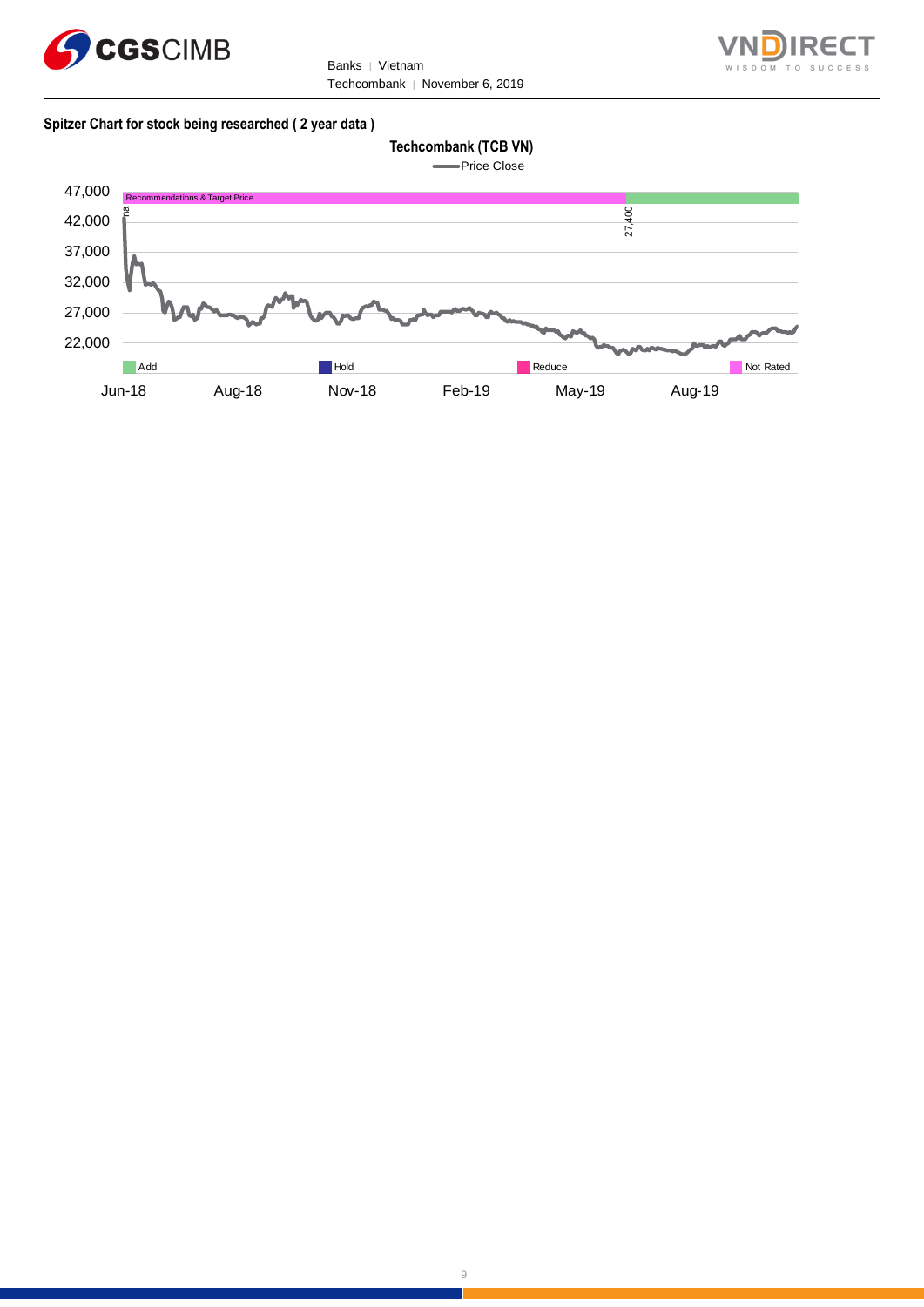**Spitzer Chart for stock being researched ( 2 year data )**

**Techcombank (TCB VN)**

Price Close

Recommendations & Target Price

na

27,400

47,000
42,000
37,000
32,000
27,000
22,000

Add | Hold | Reduce | Not Rated

Jun-18 | Aug-18 | Nov-18 | Feb-19 | May-19 | Aug-19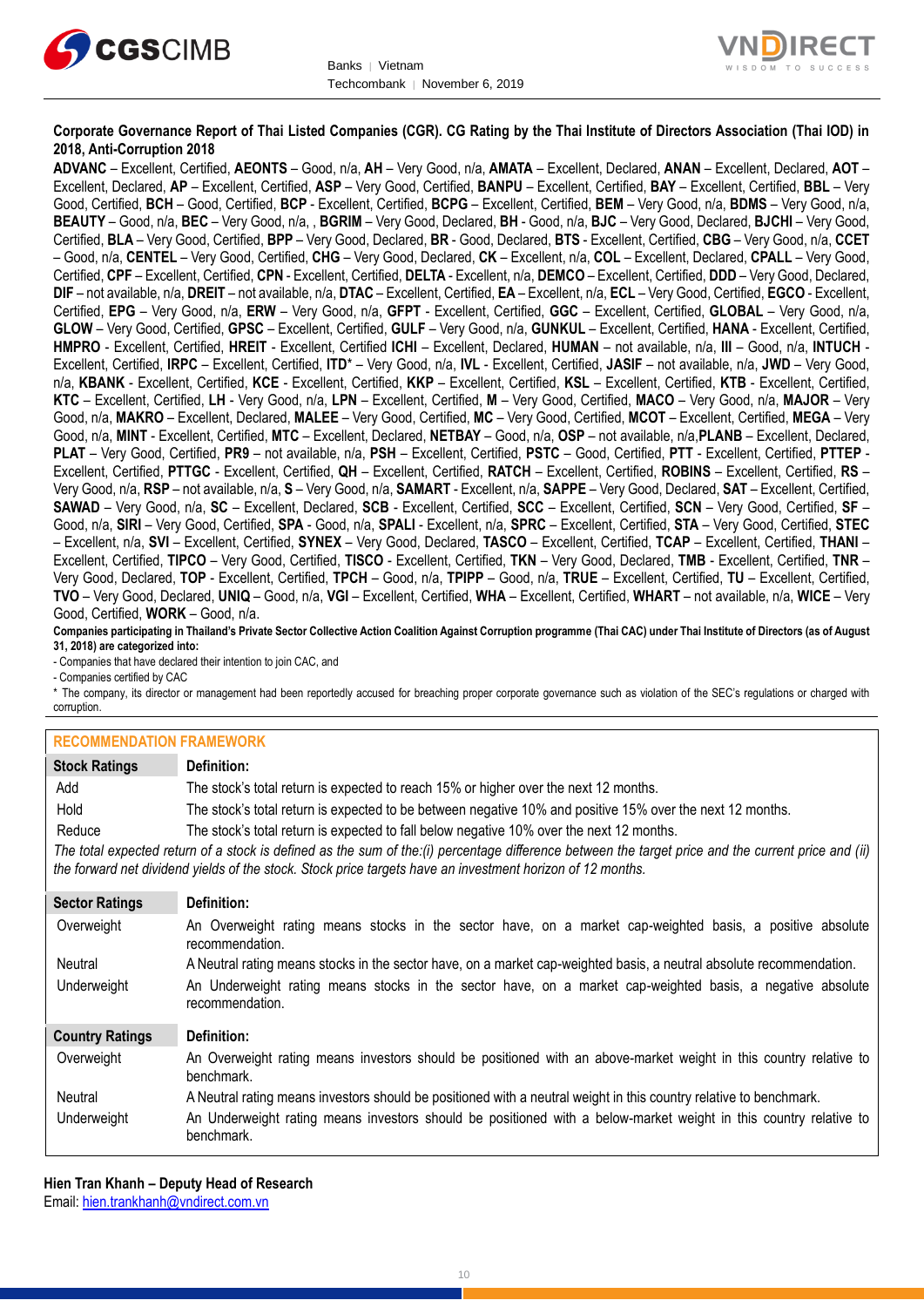**Corporate Governance Report of Thai Listed Companies (CGR). CG Rating by the Thai Institute of Directors Association (Thai IOD) in 2018, Anti-Corruption 2018**

**ADVANC** – Excellent, Certified, **AEONTS** – Good, n/a, **AH** – Very Good, n/a, **AMATA** – Excellent, Declared, **ANAN** – Excellent, Declared, **AOT** – Excellent, Declared, **AP** – Excellent, Certified, **ASP** – Very Good, Certified, **BANPU** – Excellent, Certified, **BAY** – Excellent, Certified, **BBL** – Very Good, Certified, **BCH** – Good, Certified, **BCP** - Excellent, Certified, **BCPG** – Excellent, Certified, **BEM** – Very Good, n/a, **BDMS** – Very Good, n/a, **BEAUTY** – Good, n/a, **BEC** – Very Good, n/a, , **BGRIM** – Very Good, Declared, **BH** - Good, n/a, **BJC** – Very Good, Declared, **BJCHI** – Very Good, Certified, **BLA** – Very Good, Certified, **BPP** – Very Good, Declared, **BR** - Good, Declared, **BTS** - Excellent, Certified, **CBG** – Very Good, n/a, **CCET** – Good, n/a, **CENTEL** – Very Good, Certified, **CHG** – Very Good, Declared, **CK** – Excellent, n/a, **COL** – Excellent, Declared, **CPALL** – Very Good, Certified, **CPF** – Excellent, Certified, **CPN** - Excellent, Certified, **DELTA** - Excellent, n/a, **DEMCO** – Excellent, Certified, **DDD** – Very Good, Declared, **DIF** – not available, n/a, **DREIT** – not available, n/a, **DTAC** – Excellent, Certified, **EA** – Excellent, n/a, **ECL** – Very Good, Certified, **EGCO** - Excellent, Certified, **EPG** – Very Good, n/a, **ERW** – Very Good, n/a, **GFPT** - Excellent, Certified, **GGC** – Excellent, Certified, **GLOBAL** – Very Good, n/a, **GLOW** – Very Good, Certified, **GPSC** – Excellent, Certified, **GULF** – Very Good, n/a, **GUNKUL** – Excellent, Certified, **HANA** - Excellent, Certified, **HMPRO** - Excellent, Certified, **HREIT** - Excellent, Certified **ICHI** – Excellent, Declared, **HUMAN** – not available, n/a, **III** – Good, n/a, **INTUCH** - Excellent, Certified, **IRPC** – Excellent, Certified, **ITD*** – Very Good, n/a, **IVL** - Excellent, Certified, **JASIF** – not available, n/a, **JWD** – Very Good, n/a, **KBANK** - Excellent, Certified, **KCE** - Excellent, Certified, **KKP** – Excellent, Certified, **KSL** – Excellent, Certified, **KTB** - Excellent, Certified, **KTC** – Excellent, Certified, **LH** - Very Good, n/a, **LPN** – Excellent, Certified, **M** – Very Good, Certified, **MACO** – Very Good, n/a, **MAJOR** – Very Good, n/a, **MAKRO** – Excellent, Declared, **MALEE** – Very Good, Certified, **MC** – Very Good, Certified, **MCOT** – Excellent, Certified, **MEGA** – Very Good, n/a, **MINT** - Excellent, Certified, **MTC** – Excellent, Declared, **NETBAY** – Good, n/a, **OSP** – not available, n/a,**PLANB** – Excellent, Declared, **PLAT** – Very Good, Certified, **PR9** – not available, n/a, **PSH** – Excellent, Certified, **PSTC** – Good, Certified, **PTT** - Excellent, Certified, **PTTEP** - Excellent, Certified, **PTTGC** - Excellent, Certified, **QH** – Excellent, Certified, **RATCH** – Excellent, Certified, **ROBINS** – Excellent, Certified, **RS** – Very Good, n/a, **RSP** – not available, n/a, **S** – Very Good, n/a, **SAMART** - Excellent, n/a, **SAPPE** – Very Good, Declared, **SAT** – Excellent, Certified, **SAWAD** – Very Good, n/a, **SC** – Excellent, Declared, **SCB** - Excellent, Certified, **SCC** – Excellent, Certified, **SCN** – Very Good, Certified, **SF** – Good, n/a, **SIRI** – Very Good, Certified, **SPA** - Good, n/a, **SPALI** - Excellent, n/a, **SPRC** – Excellent, Certified, **STA** – Very Good, Certified, **STEC** – Excellent, n/a, **SVI** – Excellent, Certified, **SYNEX** – Very Good, Declared, **TASCO** – Excellent, Certified, **TCAP** – Excellent, Certified, **THANI** – Excellent, Certified, **TIPCO** – Very Good, Certified, **TISCO** - Excellent, Certified, **TKN** – Very Good, Declared, **TMB** - Excellent, Certified, **TNR** – Very Good, Declared, **TOP** - Excellent, Certified, **TPCH** – Good, n/a, **TPIPP** – Good, n/a, **TRUE** – Excellent, Certified, **TU** – Excellent, Certified, **TVO** – Very Good, Declared, **UNIQ** – Good, n/a, **VGI** – Excellent, Certified, **WHA** – Excellent, Certified, **WHART** – not available, n/a, **WICE** – Very Good, Certified, **WORK** – Good, n/a.

**Companies participating in Thailand's Private Sector Collective Action Coalition Against Corruption programme (Thai CAC) under Thai Institute of Directors (as of August 31, 2018) are categorized into:**

- Companies that have declared their intention to join CAC, and
- Companies certified by CAC

\* The company, its director or management had been reportedly accused for breaching proper corporate governance such as violation of the SEC's regulations or charged with corruption.

## RECOMMENDATION FRAMEWORK

| Stock Ratings | Definition: |
|---|---|
| Add | The stock's total return is expected to reach 15% or higher over the next 12 months. |
| Hold | The stock's total return is expected to be between negative 10% and positive 15% over the next 12 months. |
| Reduce | The stock's total return is expected to fall below negative 10% over the next 12 months. |

*The total expected return of a stock is defined as the sum of the:(i) percentage difference between the target price and the current price and (ii) the forward net dividend yields of the stock. Stock price targets have an investment horizon of 12 months.*

| Sector Ratings | Definition: |
|---|---|
| Overweight | An Overweight rating means stocks in the sector have, on a market cap-weighted basis, a positive absolute recommendation. |
| Neutral | A Neutral rating means stocks in the sector have, on a market cap-weighted basis, a neutral absolute recommendation. |
| Underweight | An Underweight rating means stocks in the sector have, on a market cap-weighted basis, a negative absolute recommendation. |

| Country Ratings | Definition: |
|---|---|
| Overweight | An Overweight rating means investors should be positioned with an above-market weight in this country relative to benchmark. |
| Neutral | A Neutral rating means investors should be positioned with a neutral weight in this country relative to benchmark. |
| Underweight | An Underweight rating means investors should be positioned with a below-market weight in this country relative to benchmark. |

**Hien Tran Khanh – Deputy Head of Research**
Email: hien.trankhanh@vndirect.com.vn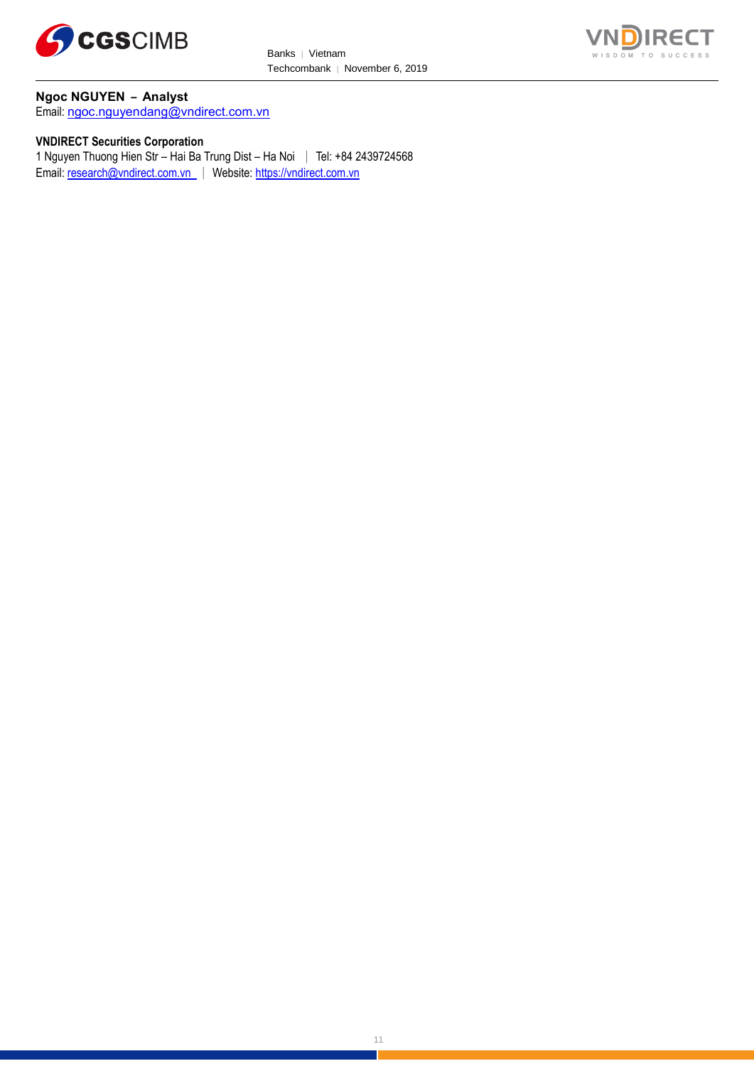**Ngoc NGUYEN – Analyst**
Email: ngoc.nguyendang@vndirect.com.vn

**VNDIRECT Securities Corporation**
1 Nguyen Thuong Hien Str – Hai Ba Trung Dist – Ha Noi | Tel: +84 2439724568
Email: research@vndirect.com.vn | Website: https://vndirect.com.vn